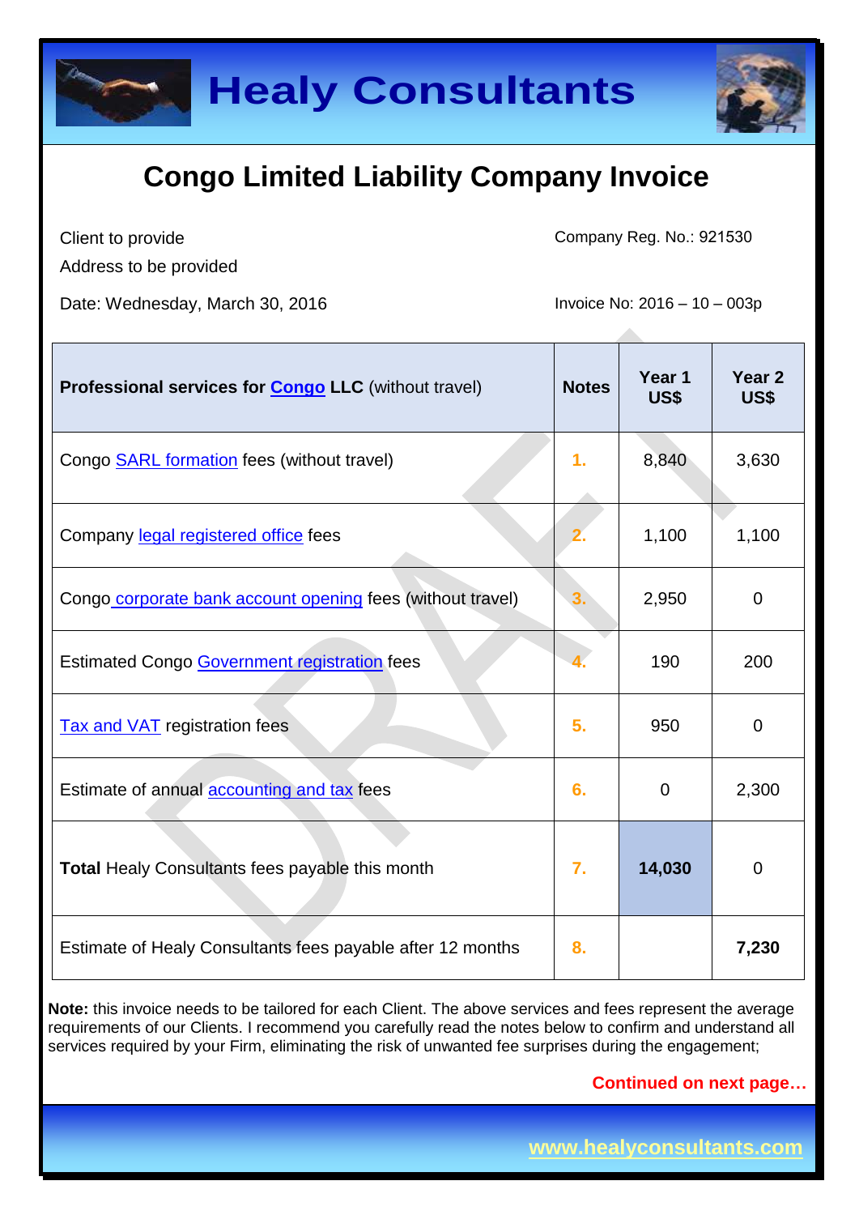# Healy Consultants

## Congo Limited Liability Company Invoice

Client to provide
Address to be provided

Company Reg. No.: 921530

Date: Wednesday, March 30, 2016

Invoice No: 2016 – 10 – 003p

| Professional services for Congo LLC (without travel) | Notes | Year 1 US$ | Year 2 US$ |
|---|---|---|---|
| Congo SARL formation fees (without travel) | 1. | 8,840 | 3,630 |
| Company legal registered office fees | 2. | 1,100 | 1,100 |
| Congo corporate bank account opening fees (without travel) | 3. | 2,950 | 0 |
| Estimated Congo Government registration fees | 4. | 190 | 200 |
| Tax and VAT registration fees | 5. | 950 | 0 |
| Estimate of annual accounting and tax fees | 6. | 0 | 2,300 |
| **Total** Healy Consultants fees payable this month | 7. | **14,030** | 0 |
| Estimate of Healy Consultants fees payable after 12 months | 8. | | **7,230** |

**Note:** this invoice needs to be tailored for each Client. The above services and fees represent the average requirements of our Clients. I recommend you carefully read the notes below to confirm and understand all services required by your Firm, eliminating the risk of unwanted fee surprises during the engagement;

**Continued on next page…**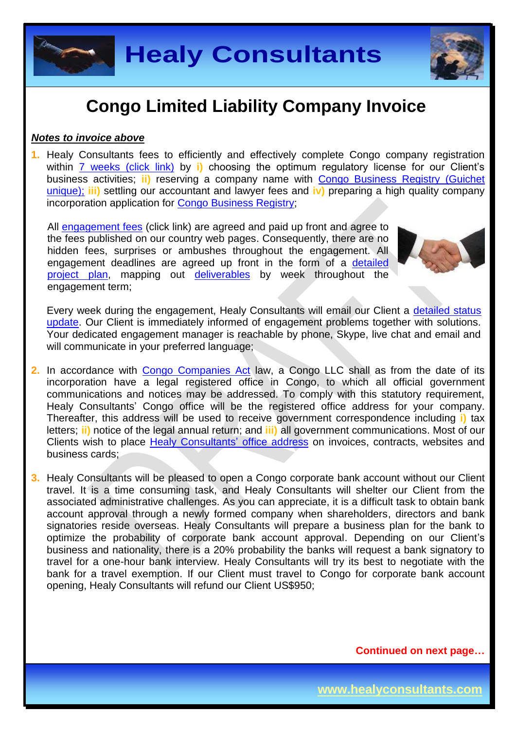# Congo Limited Liability Company Invoice

***Notes to invoice above***

1. Healy Consultants fees to efficiently and effectively complete Congo company registration within [7 weeks (click link)](#) by **i)** choosing the optimum regulatory license for our Client's business activities; **ii)** reserving a company name with [Congo Business Registry (Guichet unique);](#) **iii)** settling our accountant and lawyer fees and **iv)** preparing a high quality company incorporation application for [Congo Business Registry](#);

   All [engagement fees](#) (click link) are agreed and paid up front and agree to the fees published on our country web pages. Consequently, there are no hidden fees, surprises or ambushes throughout the engagement. All engagement deadlines are agreed up front in the form of a [detailed project plan](#), mapping out [deliverables](#) by week throughout the engagement term;

   Every week during the engagement, Healy Consultants will email our Client a [detailed status update](#). Our Client is immediately informed of engagement problems together with solutions. Your dedicated engagement manager is reachable by phone, Skype, live chat and email and will communicate in your preferred language;

2. In accordance with [Congo Companies Act](#) law, a Congo LLC shall as from the date of its incorporation have a legal registered office in Congo, to which all official government communications and notices may be addressed. To comply with this statutory requirement, Healy Consultants' Congo office will be the registered office address for your company. Thereafter, this address will be used to receive government correspondence including **i)** tax letters; **ii)** notice of the legal annual return; and **iii)** all government communications. Most of our Clients wish to place [Healy Consultants' office address](#) on invoices, contracts, websites and business cards;

3. Healy Consultants will be pleased to open a Congo corporate bank account without our Client travel. It is a time consuming task, and Healy Consultants will shelter our Client from the associated administrative challenges. As you can appreciate, it is a difficult task to obtain bank account approval through a newly formed company when shareholders, directors and bank signatories reside overseas. Healy Consultants will prepare a business plan for the bank to optimize the probability of corporate bank account approval. Depending on our Client's business and nationality, there is a 20% probability the banks will request a bank signatory to travel for a one-hour bank interview. Healy Consultants will try its best to negotiate with the bank for a travel exemption. If our Client must travel to Congo for corporate bank account opening, Healy Consultants will refund our Client US$950;

**Continued on next page…**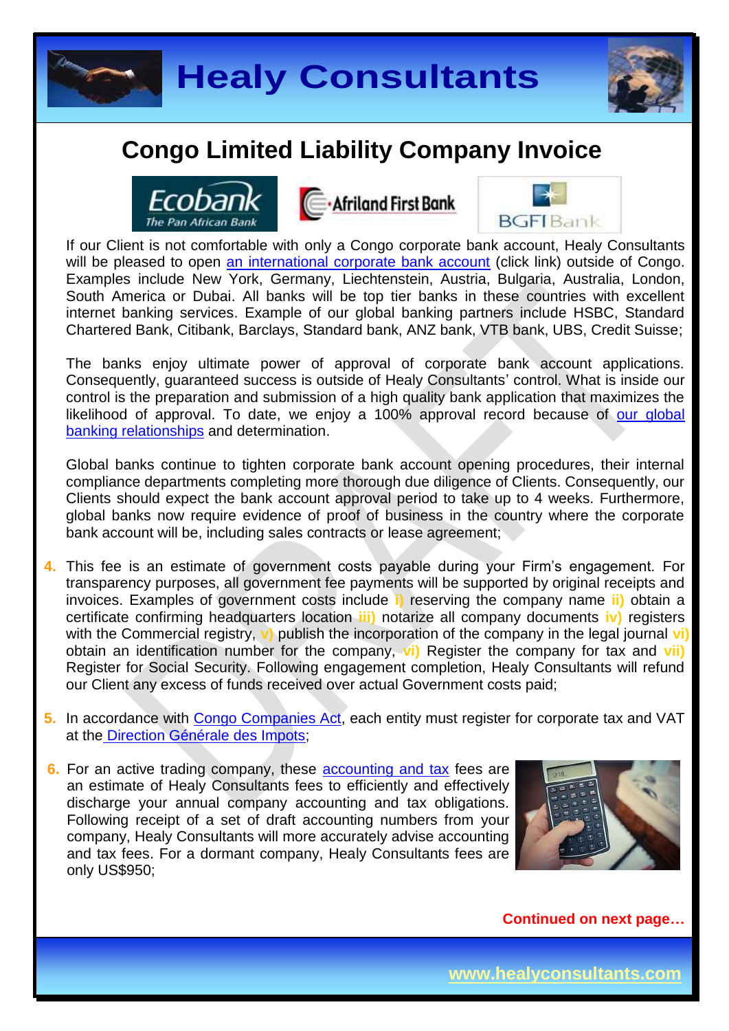# Congo Limited Liability Company Invoice

If our Client is not comfortable with only a Congo corporate bank account, Healy Consultants will be pleased to open an international corporate bank account (click link) outside of Congo. Examples include New York, Germany, Liechtenstein, Austria, Bulgaria, Australia, London, South America or Dubai. All banks will be top tier banks in these countries with excellent internet banking services. Example of our global banking partners include HSBC, Standard Chartered Bank, Citibank, Barclays, Standard bank, ANZ bank, VTB bank, UBS, Credit Suisse;

The banks enjoy ultimate power of approval of corporate bank account applications. Consequently, guaranteed success is outside of Healy Consultants' control. What is inside our control is the preparation and submission of a high quality bank application that maximizes the likelihood of approval. To date, we enjoy a 100% approval record because of our global banking relationships and determination.

Global banks continue to tighten corporate bank account opening procedures, their internal compliance departments completing more thorough due diligence of Clients. Consequently, our Clients should expect the bank account approval period to take up to 4 weeks. Furthermore, global banks now require evidence of proof of business in the country where the corporate bank account will be, including sales contracts or lease agreement;

4. This fee is an estimate of government costs payable during your Firm's engagement. For transparency purposes, all government fee payments will be supported by original receipts and invoices. Examples of government costs include **i)** reserving the company name **ii)** obtain a certificate confirming headquarters location **iii)** notarize all company documents **iv)** registers with the Commercial registry, **v)** publish the incorporation of the company in the legal journal **vi)** obtain an identification number for the company, **vi)** Register the company for tax and **vii)** Register for Social Security. Following engagement completion, Healy Consultants will refund our Client any excess of funds received over actual Government costs paid;

5. In accordance with Congo Companies Act, each entity must register for corporate tax and VAT at the Direction Générale des Impots;

6. For an active trading company, these accounting and tax fees are an estimate of Healy Consultants fees to efficiently and effectively discharge your annual company accounting and tax obligations. Following receipt of a set of draft accounting numbers from your company, Healy Consultants will more accurately advise accounting and tax fees. For a dormant company, Healy Consultants fees are only US$950;

**Continued on next page…**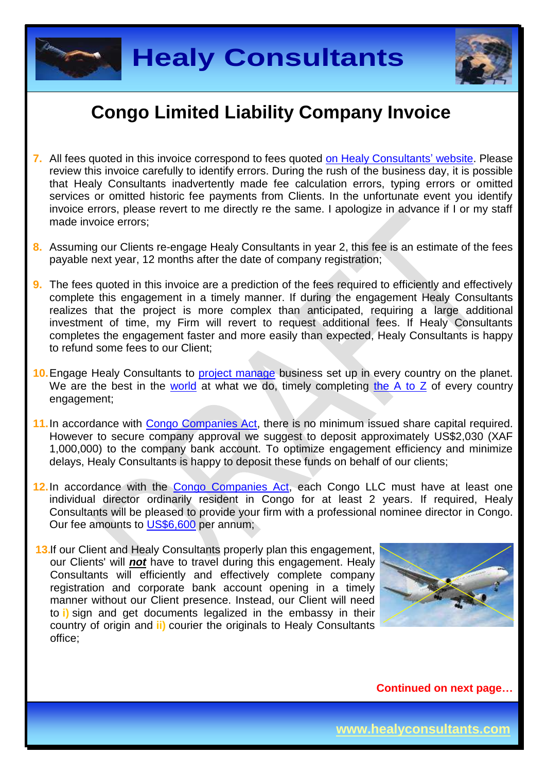# Congo Limited Liability Company Invoice

7. All fees quoted in this invoice correspond to fees quoted [on Healy Consultants' website](). Please review this invoice carefully to identify errors. During the rush of the business day, it is possible that Healy Consultants inadvertently made fee calculation errors, typing errors or omitted services or omitted historic fee payments from Clients. In the unfortunate event you identify invoice errors, please revert to me directly re the same. I apologize in advance if I or my staff made invoice errors;

8. Assuming our Clients re-engage Healy Consultants in year 2, this fee is an estimate of the fees payable next year, 12 months after the date of company registration;

9. The fees quoted in this invoice are a prediction of the fees required to efficiently and effectively complete this engagement in a timely manner. If during the engagement Healy Consultants realizes that the project is more complex than anticipated, requiring a large additional investment of time, my Firm will revert to request additional fees. If Healy Consultants completes the engagement faster and more easily than expected, Healy Consultants is happy to refund some fees to our Client;

10. Engage Healy Consultants to project manage business set up in every country on the planet. We are the best in the world at what we do, timely completing the A to Z of every country engagement;

11. In accordance with Congo Companies Act, there is no minimum issued share capital required. However to secure company approval we suggest to deposit approximately US$2,030 (XAF 1,000,000) to the company bank account. To optimize engagement efficiency and minimize delays, Healy Consultants is happy to deposit these funds on behalf of our clients;

12. In accordance with the Congo Companies Act, each Congo LLC must have at least one individual director ordinarily resident in Congo for at least 2 years. If required, Healy Consultants will be pleased to provide your firm with a professional nominee director in Congo. Our fee amounts to US$6,600 per annum;

13. If our Client and Healy Consultants properly plan this engagement, our Clients' will ***not*** have to travel during this engagement. Healy Consultants will efficiently and effectively complete company registration and corporate bank account opening in a timely manner without our Client presence. Instead, our Client will need to **i)** sign and get documents legalized in the embassy in their country of origin and **ii)** courier the originals to Healy Consultants office;

**Continued on next page…**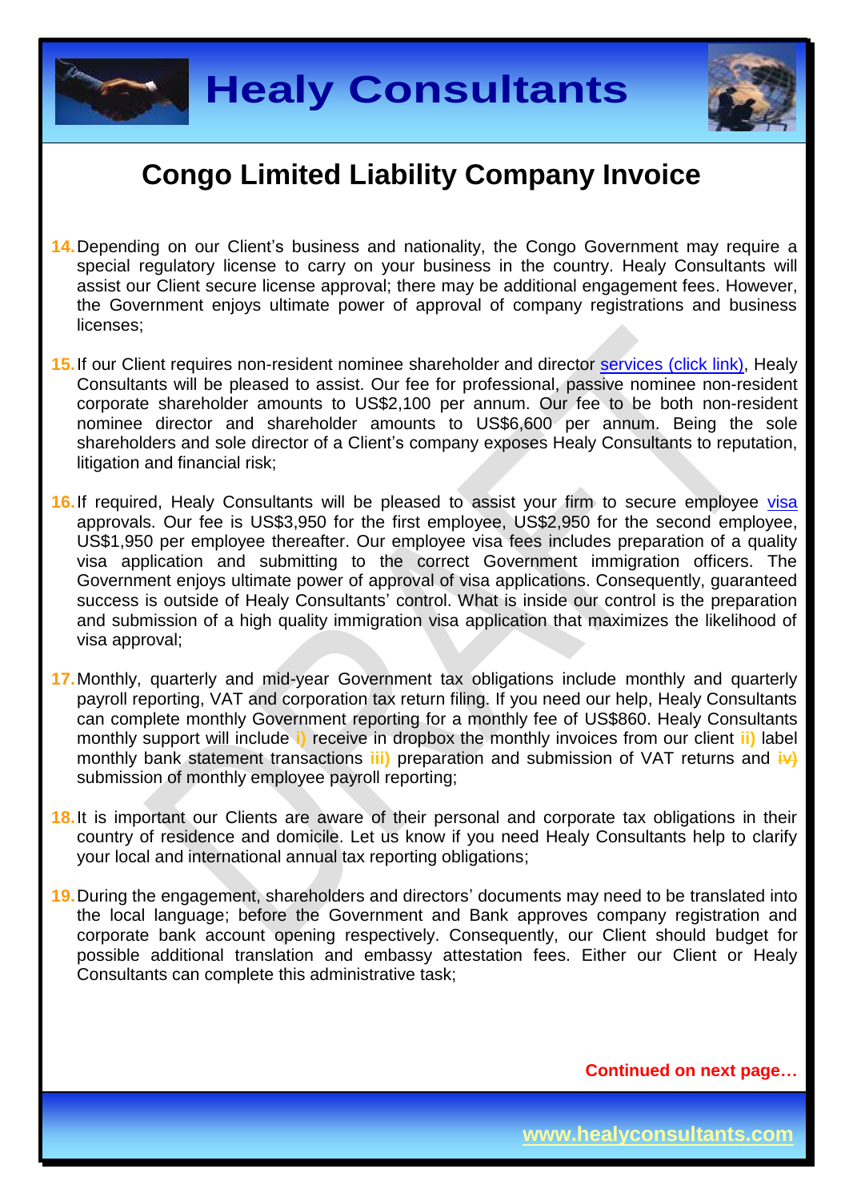# Congo Limited Liability Company Invoice

14. Depending on our Client's business and nationality, the Congo Government may require a special regulatory license to carry on your business in the country. Healy Consultants will assist our Client secure license approval; there may be additional engagement fees. However, the Government enjoys ultimate power of approval of company registrations and business licenses;

15. If our Client requires non-resident nominee shareholder and director services (click link), Healy Consultants will be pleased to assist. Our fee for professional, passive nominee non-resident corporate shareholder amounts to US$2,100 per annum. Our fee to be both non-resident nominee director and shareholder amounts to US$6,600 per annum. Being the sole shareholders and sole director of a Client's company exposes Healy Consultants to reputation, litigation and financial risk;

16. If required, Healy Consultants will be pleased to assist your firm to secure employee visa approvals. Our fee is US$3,950 for the first employee, US$2,950 for the second employee, US$1,950 per employee thereafter. Our employee visa fees includes preparation of a quality visa application and submitting to the correct Government immigration officers. The Government enjoys ultimate power of approval of visa applications. Consequently, guaranteed success is outside of Healy Consultants' control. What is inside our control is the preparation and submission of a high quality immigration visa application that maximizes the likelihood of visa approval;

17. Monthly, quarterly and mid-year Government tax obligations include monthly and quarterly payroll reporting, VAT and corporation tax return filing. If you need our help, Healy Consultants can complete monthly Government reporting for a monthly fee of US$860. Healy Consultants monthly support will include **i)** receive in dropbox the monthly invoices from our client **ii)** label monthly bank statement transactions **iii)** preparation and submission of VAT returns and **iv)** submission of monthly employee payroll reporting;

18. It is important our Clients are aware of their personal and corporate tax obligations in their country of residence and domicile. Let us know if you need Healy Consultants help to clarify your local and international annual tax reporting obligations;

19. During the engagement, shareholders and directors' documents may need to be translated into the local language; before the Government and Bank approves company registration and corporate bank account opening respectively. Consequently, our Client should budget for possible additional translation and embassy attestation fees. Either our Client or Healy Consultants can complete this administrative task;

**Continued on next page…**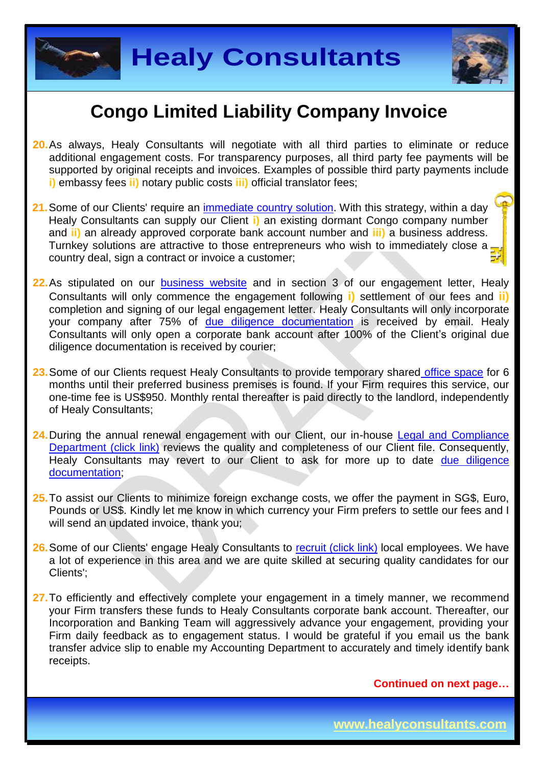# Congo Limited Liability Company Invoice

20. As always, Healy Consultants will negotiate with all third parties to eliminate or reduce additional engagement costs. For transparency purposes, all third party fee payments will be supported by original receipts and invoices. Examples of possible third party payments include i) embassy fees ii) notary public costs iii) official translator fees;

21. Some of our Clients' require an immediate country solution. With this strategy, within a day Healy Consultants can supply our Client i) an existing dormant Congo company number and ii) an already approved corporate bank account number and iii) a business address. Turnkey solutions are attractive to those entrepreneurs who wish to immediately close a country deal, sign a contract or invoice a customer;

22. As stipulated on our business website and in section 3 of our engagement letter, Healy Consultants will only commence the engagement following i) settlement of our fees and ii) completion and signing of our legal engagement letter. Healy Consultants will only incorporate your company after 75% of due diligence documentation is received by email. Healy Consultants will only open a corporate bank account after 100% of the Client's original due diligence documentation is received by courier;

23. Some of our Clients request Healy Consultants to provide temporary shared office space for 6 months until their preferred business premises is found. If your Firm requires this service, our one-time fee is US$950. Monthly rental thereafter is paid directly to the landlord, independently of Healy Consultants;

24. During the annual renewal engagement with our Client, our in-house Legal and Compliance Department (click link) reviews the quality and completeness of our Client file. Consequently, Healy Consultants may revert to our Client to ask for more up to date due diligence documentation;

25. To assist our Clients to minimize foreign exchange costs, we offer the payment in SG$, Euro, Pounds or US$. Kindly let me know in which currency your Firm prefers to settle our fees and I will send an updated invoice, thank you;

26. Some of our Clients' engage Healy Consultants to recruit (click link) local employees. We have a lot of experience in this area and we are quite skilled at securing quality candidates for our Clients';

27. To efficiently and effectively complete your engagement in a timely manner, we recommend your Firm transfers these funds to Healy Consultants corporate bank account. Thereafter, our Incorporation and Banking Team will aggressively advance your engagement, providing your Firm daily feedback as to engagement status. I would be grateful if you email us the bank transfer advice slip to enable my Accounting Department to accurately and timely identify bank receipts.

**Continued on next page…**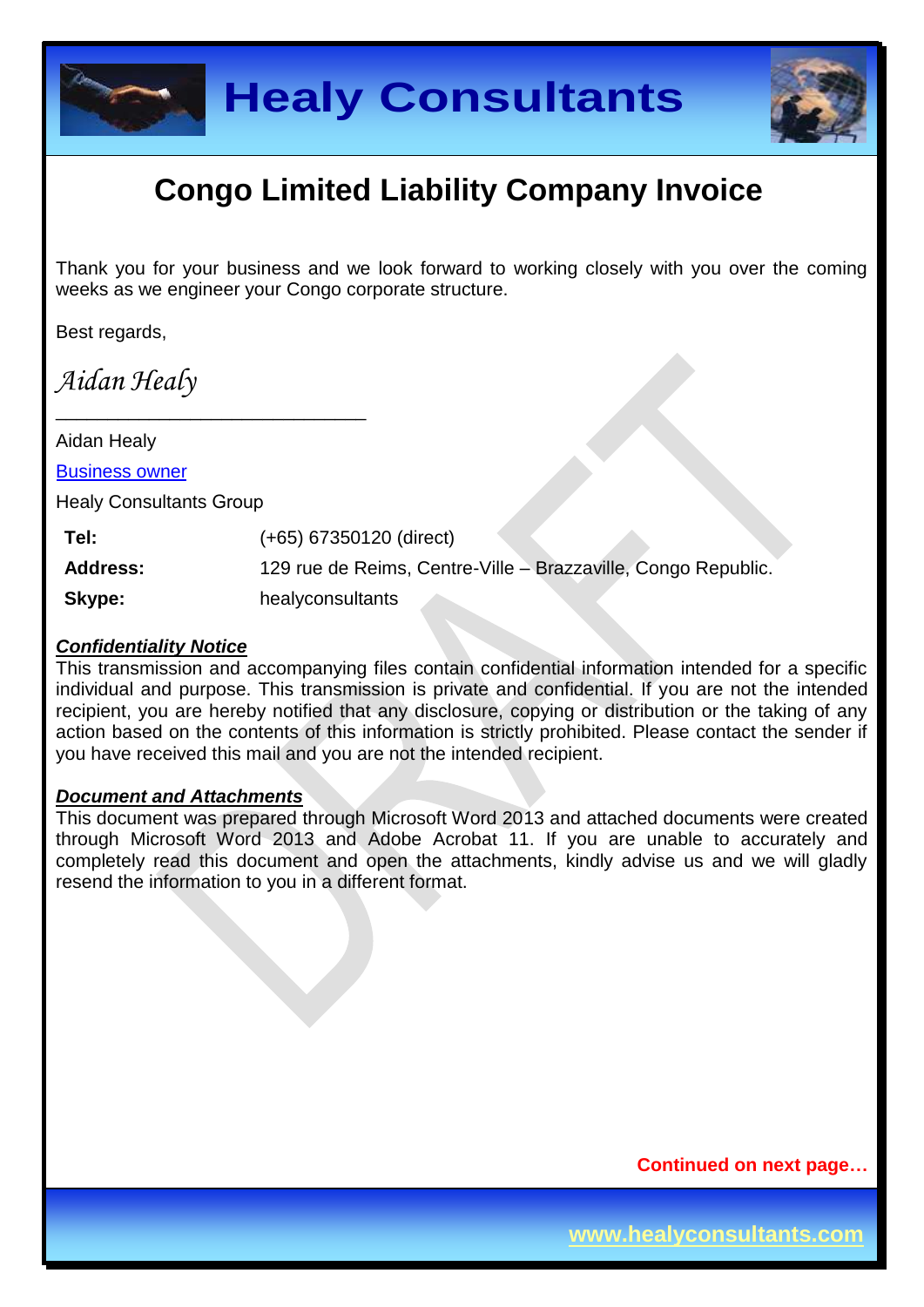# Congo Limited Liability Company Invoice

Thank you for your business and we look forward to working closely with you over the coming weeks as we engineer your Congo corporate structure.

Best regards,

*Aidan Healy*

______________________________

Aidan Healy

[Business owner]

Healy Consultants Group

| | |
|---|---|
| **Tel:** | (+65) 67350120 (direct) |
| **Address:** | 129 rue de Reims, Centre-Ville – Brazzaville, Congo Republic. |
| **Skype:** | healyconsultants |

***Confidentiality Notice***

This transmission and accompanying files contain confidential information intended for a specific individual and purpose. This transmission is private and confidential. If you are not the intended recipient, you are hereby notified that any disclosure, copying or distribution or the taking of any action based on the contents of this information is strictly prohibited. Please contact the sender if you have received this mail and you are not the intended recipient.

***Document and Attachments***

This document was prepared through Microsoft Word 2013 and attached documents were created through Microsoft Word 2013 and Adobe Acrobat 11. If you are unable to accurately and completely read this document and open the attachments, kindly advise us and we will gladly resend the information to you in a different format.

**Continued on next page…**